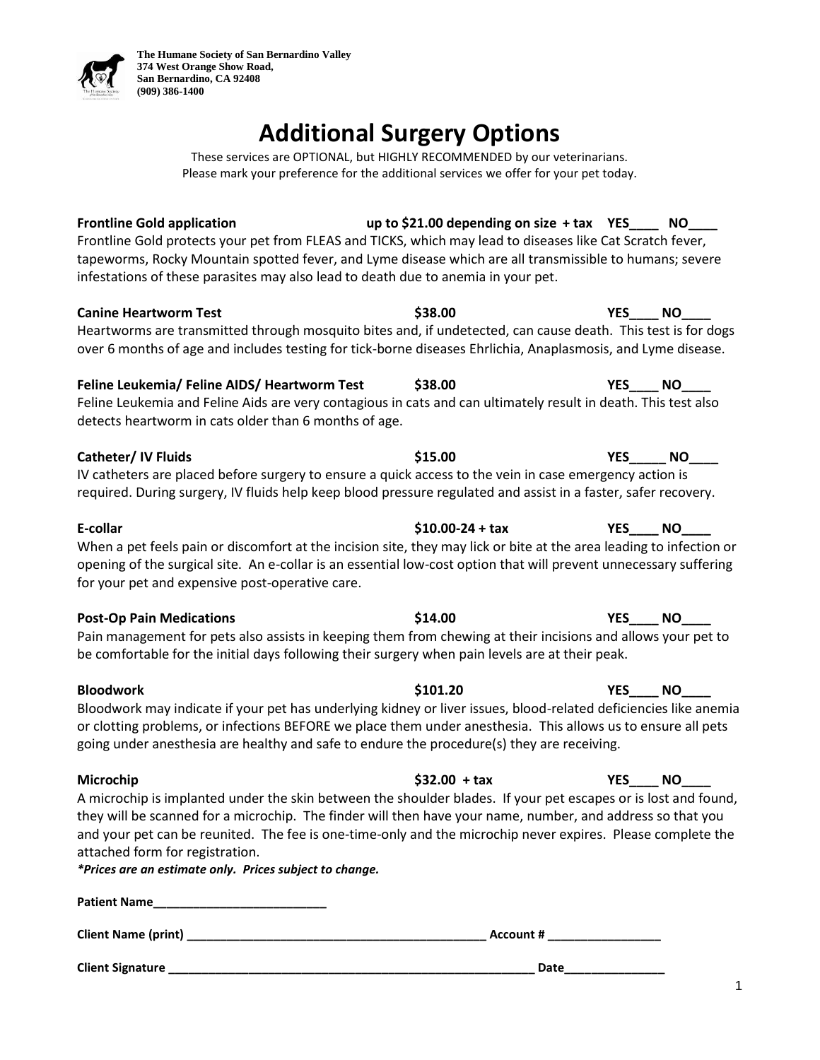**The Humane Society of San Bernardino Valley**
**374 West Orange Show Road,**
**San Bernardino, CA 92408**
**(909) 386-1400**

# Additional Surgery Options

These services are OPTIONAL, but HIGHLY RECOMMENDED by our veterinarians.
Please mark your preference for the additional services we offer for your pet today.

**Frontline Gold application** — **up to $21.00 depending on size + tax** — **YES____ NO____**

Frontline Gold protects your pet from FLEAS and TICKS, which may lead to diseases like Cat Scratch fever, tapeworms, Rocky Mountain spotted fever, and Lyme disease which are all transmissible to humans; severe infestations of these parasites may also lead to death due to anemia in your pet.

**Canine Heartworm Test** — **$38.00** — **YES____ NO____**

Heartworms are transmitted through mosquito bites and, if undetected, can cause death. This test is for dogs over 6 months of age and includes testing for tick-borne diseases Ehrlichia, Anaplasmosis, and Lyme disease.

**Feline Leukemia/ Feline AIDS/ Heartworm Test** — **$38.00** — **YES____ NO____**

Feline Leukemia and Feline Aids are very contagious in cats and can ultimately result in death. This test also detects heartworm in cats older than 6 months of age.

**Catheter/ IV Fluids** — **$15.00** — **YES_____ NO____**

IV catheters are placed before surgery to ensure a quick access to the vein in case emergency action is required. During surgery, IV fluids help keep blood pressure regulated and assist in a faster, safer recovery.

**E-collar** — **$10.00-24 + tax** — **YES____ NO____**

When a pet feels pain or discomfort at the incision site, they may lick or bite at the area leading to infection or opening of the surgical site. An e-collar is an essential low-cost option that will prevent unnecessary suffering for your pet and expensive post-operative care.

**Post-Op Pain Medications** — **$14.00** — **YES____ NO____**

Pain management for pets also assists in keeping them from chewing at their incisions and allows your pet to be comfortable for the initial days following their surgery when pain levels are at their peak.

**Bloodwork** — **$101.20** — **YES____ NO____**

Bloodwork may indicate if your pet has underlying kidney or liver issues, blood-related deficiencies like anemia or clotting problems, or infections BEFORE we place them under anesthesia. This allows us to ensure all pets going under anesthesia are healthy and safe to endure the procedure(s) they are receiving.

**Microchip** — **$32.00 + tax** — **YES____ NO____**

A microchip is implanted under the skin between the shoulder blades. If your pet escapes or is lost and found, they will be scanned for a microchip. The finder will then have your name, number, and address so that you and your pet can be reunited. The fee is one-time-only and the microchip never expires. Please complete the attached form for registration.

***Prices are an estimate only. Prices subject to change.***

**Patient Name**__________________________

**Client Name (print)** ____________________________________________ **Account #** ________________

**Client Signature** ________________________________________________________ **Date**_______________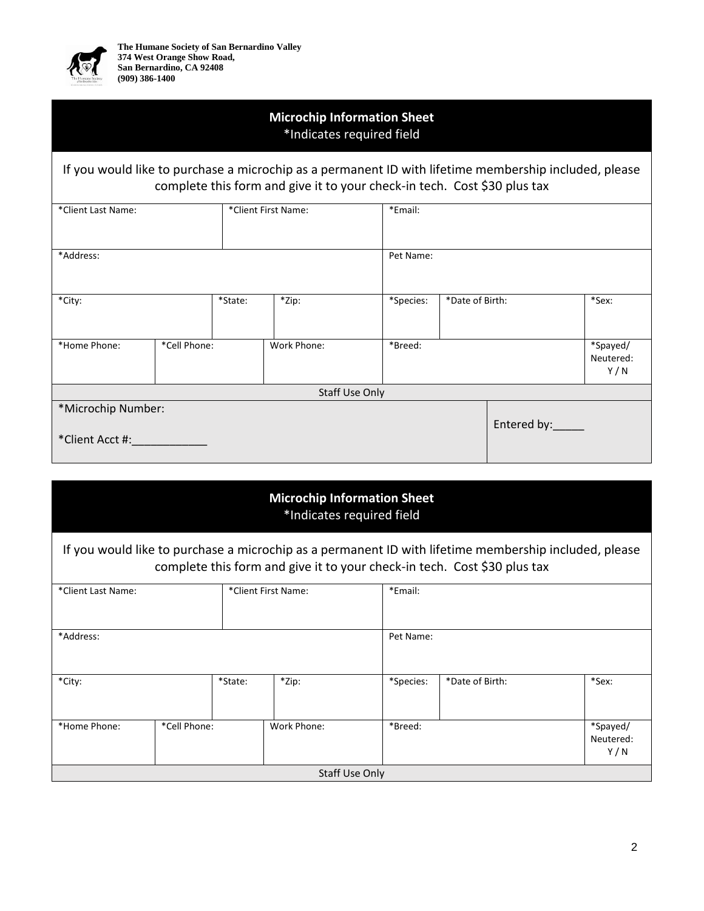**The Humane Society of San Bernardino Valley**
**374 West Orange Show Road,**
**San Bernardino, CA 92408**
**(909) 386-1400**

## Microchip Information Sheet

*Indicates required field

If you would like to purchase a microchip as a permanent ID with lifetime membership included, please complete this form and give it to your check-in tech. Cost $30 plus tax

| *Client Last Name: | | *Client First Name: | | *Email: | | |
|---|---|---|---|---|---|---|
| *Address: | | | | Pet Name: | | |
| *City: | | *State: | *Zip: | *Species: | *Date of Birth: | *Sex: |
| *Home Phone: | *Cell Phone: | | Work Phone: | *Breed: | | *Spayed/ Neutered: Y / N |

**Staff Use Only**

| | |
|---|---|
| *Microchip Number:<br>*Client Acct #:____________ | Entered by:_____ |

## Microchip Information Sheet

*Indicates required field

If you would like to purchase a microchip as a permanent ID with lifetime membership included, please complete this form and give it to your check-in tech. Cost $30 plus tax

| *Client Last Name: | | *Client First Name: | | *Email: | | |
|---|---|---|---|---|---|---|
| *Address: | | | | Pet Name: | | |
| *City: | | *State: | *Zip: | *Species: | *Date of Birth: | *Sex: |
| *Home Phone: | *Cell Phone: | | Work Phone: | *Breed: | | *Spayed/ Neutered: Y / N |

**Staff Use Only**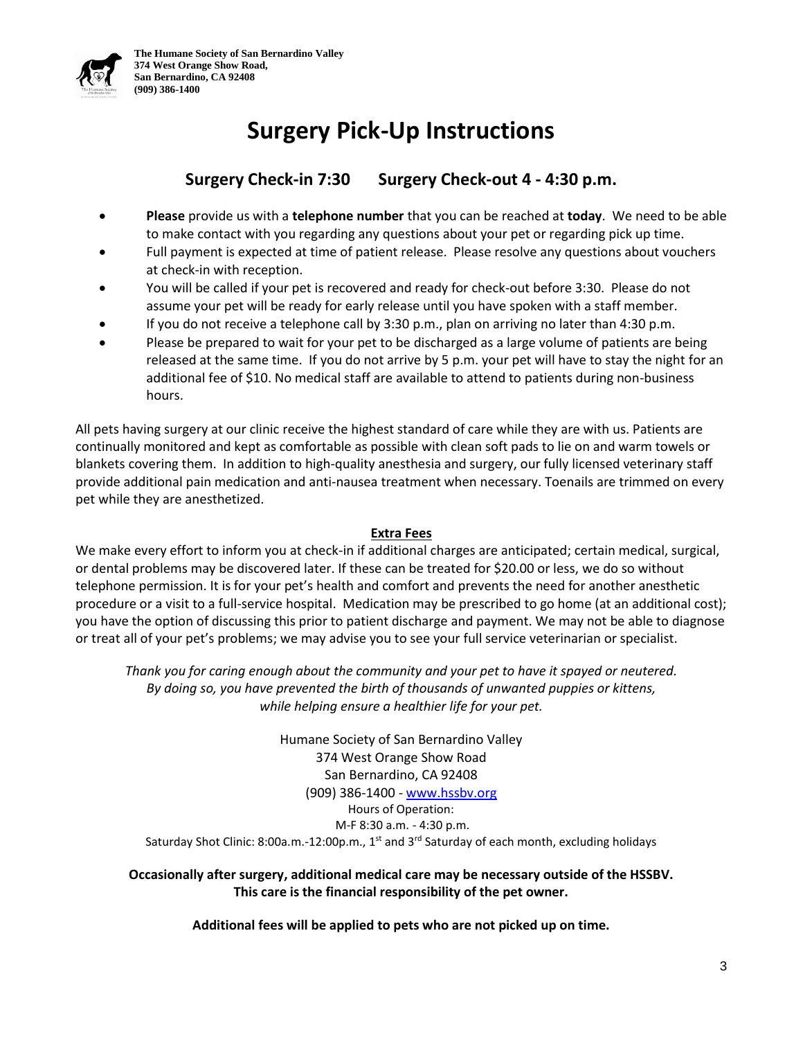**The Humane Society of San Bernardino Valley**
**374 West Orange Show Road,**
**San Bernardino, CA 92408**
**(909) 386-1400**

# Surgery Pick-Up Instructions

## Surgery Check-in 7:30 Surgery Check-out 4 - 4:30 p.m.

- **Please** provide us with a **telephone number** that you can be reached at **today**. We need to be able to make contact with you regarding any questions about your pet or regarding pick up time.
- Full payment is expected at time of patient release. Please resolve any questions about vouchers at check-in with reception.
- You will be called if your pet is recovered and ready for check-out before 3:30. Please do not assume your pet will be ready for early release until you have spoken with a staff member.
- If you do not receive a telephone call by 3:30 p.m., plan on arriving no later than 4:30 p.m.
- Please be prepared to wait for your pet to be discharged as a large volume of patients are being released at the same time. If you do not arrive by 5 p.m. your pet will have to stay the night for an additional fee of $10. No medical staff are available to attend to patients during non-business hours.

All pets having surgery at our clinic receive the highest standard of care while they are with us. Patients are continually monitored and kept as comfortable as possible with clean soft pads to lie on and warm towels or blankets covering them. In addition to high-quality anesthesia and surgery, our fully licensed veterinary staff provide additional pain medication and anti-nausea treatment when necessary. Toenails are trimmed on every pet while they are anesthetized.

**Extra Fees**

We make every effort to inform you at check-in if additional charges are anticipated; certain medical, surgical, or dental problems may be discovered later. If these can be treated for $20.00 or less, we do so without telephone permission. It is for your pet's health and comfort and prevents the need for another anesthetic procedure or a visit to a full-service hospital. Medication may be prescribed to go home (at an additional cost); you have the option of discussing this prior to patient discharge and payment. We may not be able to diagnose or treat all of your pet's problems; we may advise you to see your full service veterinarian or specialist.

*Thank you for caring enough about the community and your pet to have it spayed or neutered. By doing so, you have prevented the birth of thousands of unwanted puppies or kittens, while helping ensure a healthier life for your pet.*

Humane Society of San Bernardino Valley
374 West Orange Show Road
San Bernardino, CA 92408
(909) 386-1400 - www.hssbv.org
Hours of Operation:
M-F 8:30 a.m. - 4:30 p.m.
Saturday Shot Clinic: 8:00a.m.-12:00p.m., 1st and 3rd Saturday of each month, excluding holidays

**Occasionally after surgery, additional medical care may be necessary outside of the HSSBV. This care is the financial responsibility of the pet owner.**

**Additional fees will be applied to pets who are not picked up on time.**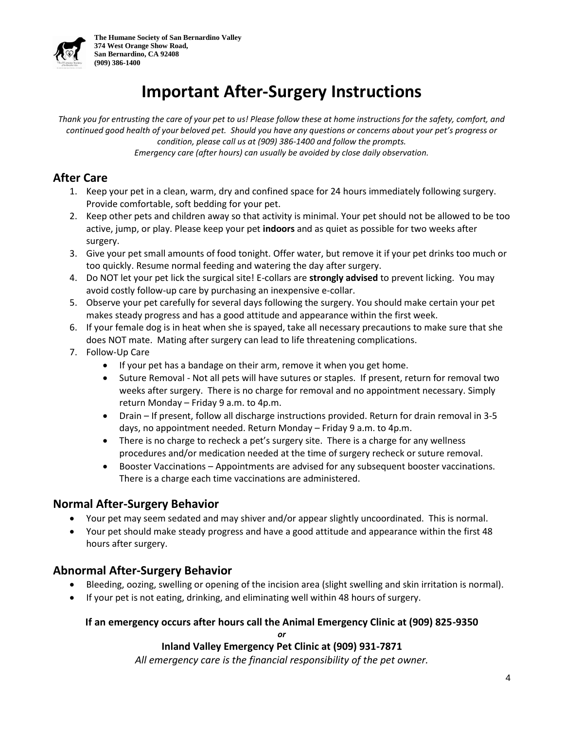**The Humane Society of San Bernardino Valley**
**374 West Orange Show Road,**
**San Bernardino, CA 92408**
**(909) 386-1400**

# Important After-Surgery Instructions

*Thank you for entrusting the care of your pet to us! Please follow these at home instructions for the safety, comfort, and continued good health of your beloved pet. Should you have any questions or concerns about your pet's progress or condition, please call us at (909) 386-1400 and follow the prompts.*
*Emergency care (after hours) can usually be avoided by close daily observation.*

## After Care

1. Keep your pet in a clean, warm, dry and confined space for 24 hours immediately following surgery. Provide comfortable, soft bedding for your pet.
2. Keep other pets and children away so that activity is minimal. Your pet should not be allowed to be too active, jump, or play. Please keep your pet **indoors** and as quiet as possible for two weeks after surgery.
3. Give your pet small amounts of food tonight. Offer water, but remove it if your pet drinks too much or too quickly. Resume normal feeding and watering the day after surgery.
4. Do NOT let your pet lick the surgical site! E-collars are **strongly advised** to prevent licking. You may avoid costly follow-up care by purchasing an inexpensive e-collar.
5. Observe your pet carefully for several days following the surgery. You should make certain your pet makes steady progress and has a good attitude and appearance within the first week.
6. If your female dog is in heat when she is spayed, take all necessary precautions to make sure that she does NOT mate. Mating after surgery can lead to life threatening complications.
7. Follow-Up Care
   - If your pet has a bandage on their arm, remove it when you get home.
   - Suture Removal - Not all pets will have sutures or staples. If present, return for removal two weeks after surgery. There is no charge for removal and no appointment necessary. Simply return Monday – Friday 9 a.m. to 4p.m.
   - Drain – If present, follow all discharge instructions provided. Return for drain removal in 3-5 days, no appointment needed. Return Monday – Friday 9 a.m. to 4p.m.
   - There is no charge to recheck a pet's surgery site. There is a charge for any wellness procedures and/or medication needed at the time of surgery recheck or suture removal.
   - Booster Vaccinations – Appointments are advised for any subsequent booster vaccinations. There is a charge each time vaccinations are administered.

## Normal After-Surgery Behavior

- Your pet may seem sedated and may shiver and/or appear slightly uncoordinated. This is normal.
- Your pet should make steady progress and have a good attitude and appearance within the first 48 hours after surgery.

## Abnormal After-Surgery Behavior

- Bleeding, oozing, swelling or opening of the incision area (slight swelling and skin irritation is normal).
- If your pet is not eating, drinking, and eliminating well within 48 hours of surgery.

**If an emergency occurs after hours call the Animal Emergency Clinic at (909) 825-9350**

***or***

**Inland Valley Emergency Pet Clinic at (909) 931-7871**

*All emergency care is the financial responsibility of the pet owner.*